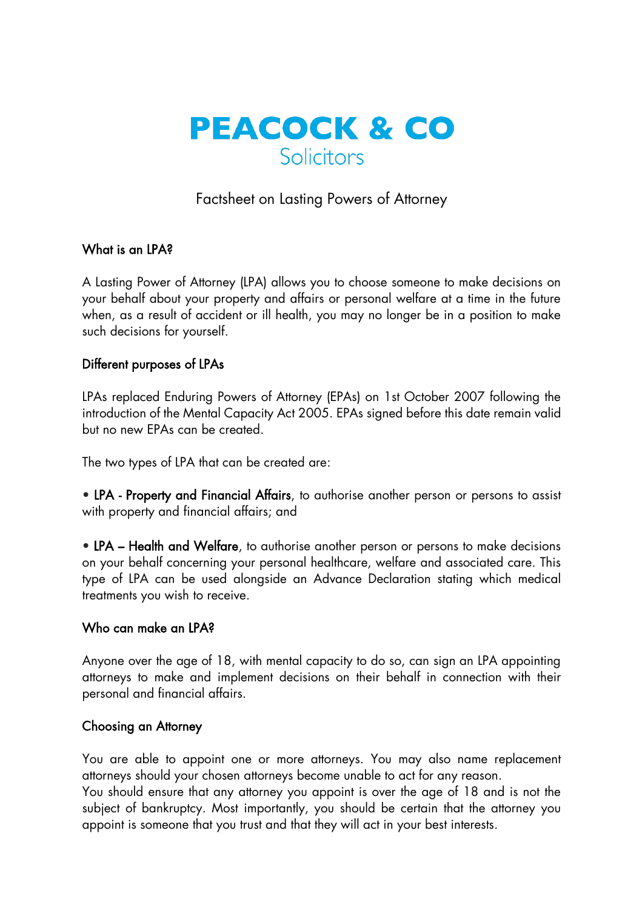# PEACOCK & CO

Solicitors

## Factsheet on Lasting Powers of Attorney

### What is an LPA?

A Lasting Power of Attorney (LPA) allows you to choose someone to make decisions on your behalf about your property and affairs or personal welfare at a time in the future when, as a result of accident or ill health, you may no longer be in a position to make such decisions for yourself.

### Different purposes of LPAs

LPAs replaced Enduring Powers of Attorney (EPAs) on 1st October 2007 following the introduction of the Mental Capacity Act 2005. EPAs signed before this date remain valid but no new EPAs can be created.

The two types of LPA that can be created are:

- **LPA - Property and Financial Affairs**, to authorise another person or persons to assist with property and financial affairs; and

- **LPA – Health and Welfare**, to authorise another person or persons to make decisions on your behalf concerning your personal healthcare, welfare and associated care. This type of LPA can be used alongside an Advance Declaration stating which medical treatments you wish to receive.

### Who can make an LPA?

Anyone over the age of 18, with mental capacity to do so, can sign an LPA appointing attorneys to make and implement decisions on their behalf in connection with their personal and financial affairs.

### Choosing an Attorney

You are able to appoint one or more attorneys. You may also name replacement attorneys should your chosen attorneys become unable to act for any reason.
You should ensure that any attorney you appoint is over the age of 18 and is not the subject of bankruptcy. Most importantly, you should be certain that the attorney you appoint is someone that you trust and that they will act in your best interests.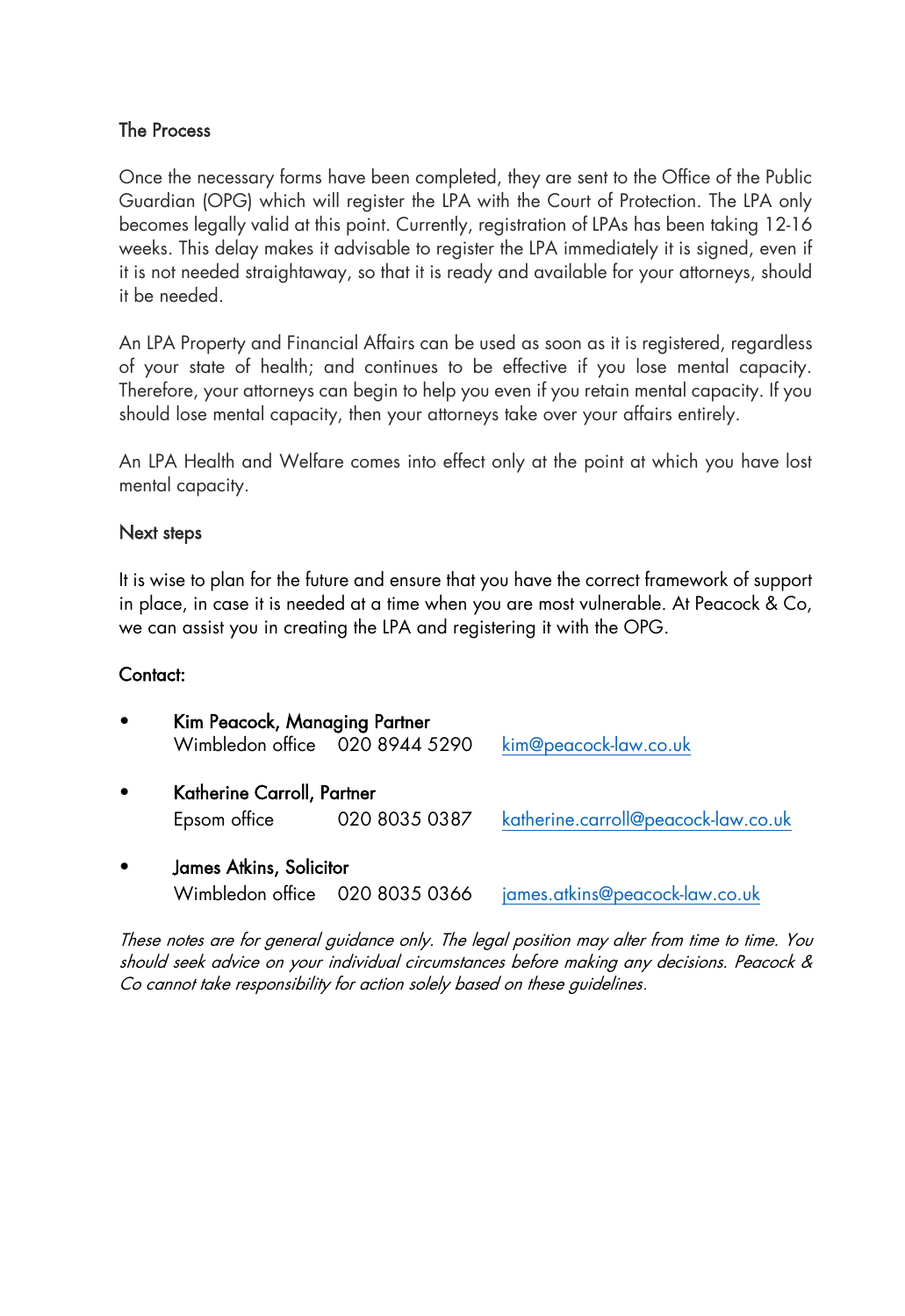## The Process

Once the necessary forms have been completed, they are sent to the Office of the Public Guardian (OPG) which will register the LPA with the Court of Protection. The LPA only becomes legally valid at this point. Currently, registration of LPAs has been taking 12-16 weeks. This delay makes it advisable to register the LPA immediately it is signed, even if it is not needed straightaway, so that it is ready and available for your attorneys, should it be needed.

An LPA Property and Financial Affairs can be used as soon as it is registered, regardless of your state of health; and continues to be effective if you lose mental capacity. Therefore, your attorneys can begin to help you even if you retain mental capacity. If you should lose mental capacity, then your attorneys take over your affairs entirely.

An LPA Health and Welfare comes into effect only at the point at which you have lost mental capacity.

## Next steps

It is wise to plan for the future and ensure that you have the correct framework of support in place, in case it is needed at a time when you are most vulnerable. At Peacock & Co, we can assist you in creating the LPA and registering it with the OPG.

## Contact:

- Kim Peacock, Managing Partner
  Wimbledon office 020 8944 5290 kim@peacock-law.co.uk

- Katherine Carroll, Partner
  Epsom office 020 8035 0387 katherine.carroll@peacock-law.co.uk

- James Atkins, Solicitor
  Wimbledon office 020 8035 0366 james.atkins@peacock-law.co.uk

*These notes are for general guidance only. The legal position may alter from time to time. You should seek advice on your individual circumstances before making any decisions. Peacock & Co cannot take responsibility for action solely based on these guidelines.*